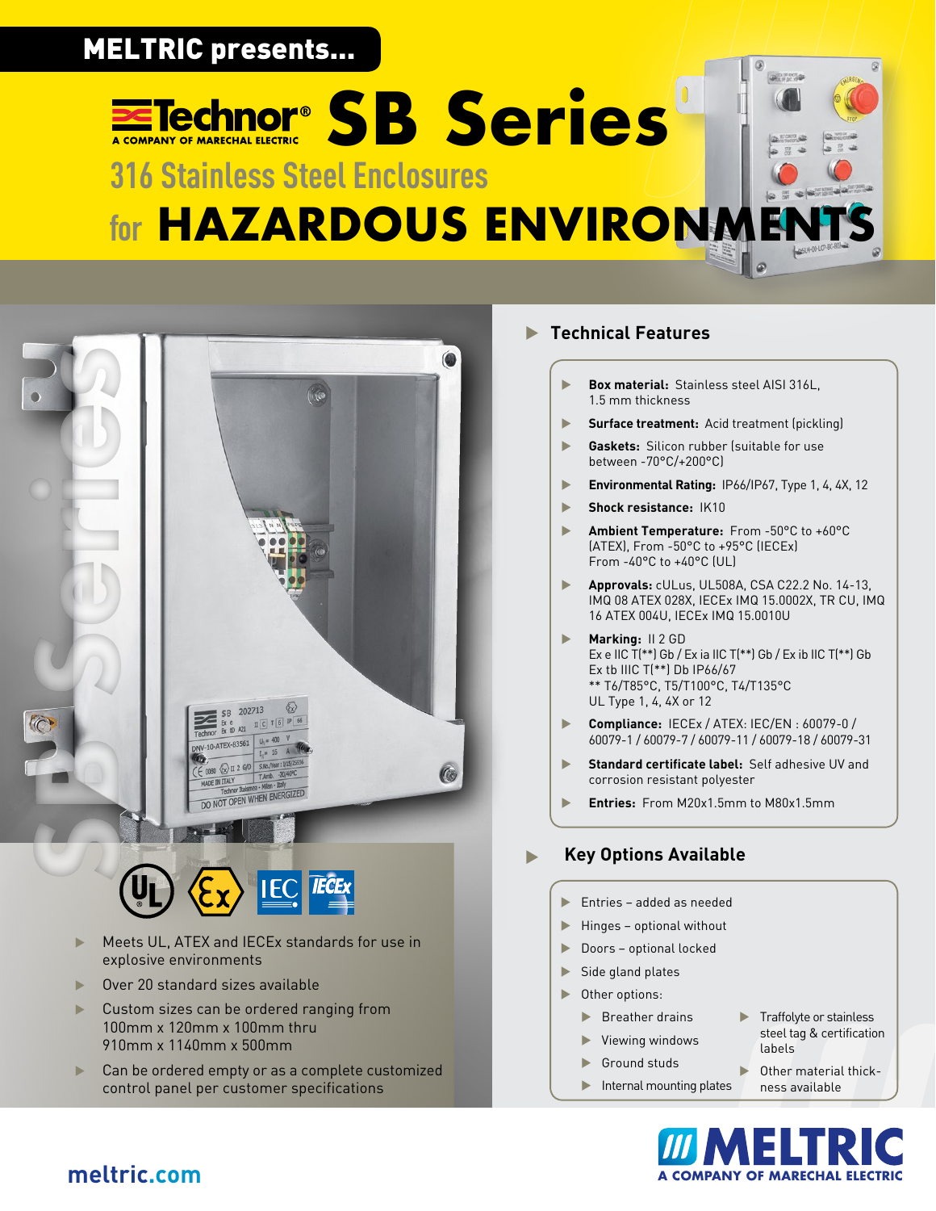MELTRIC presents...

# Technor® SB Series

A COMPANY OF MARECHAL ELECTRIC

## 316 Stainless Steel Enclosures for HAZARDOUS ENVIRONMENTS

- Meets UL, ATEX and IECEx standards for use in explosive environments
- Over 20 standard sizes available
- Custom sizes can be ordered ranging from 100mm x 120mm x 100mm thru 910mm x 1140mm x 500mm
- Can be ordered empty or as a complete customized control panel per customer specifications

### Technical Features

- **Box material:** Stainless steel AISI 316L, 1.5 mm thickness
- **Surface treatment:** Acid treatment (pickling)
- **Gaskets:** Silicon rubber (suitable for use between -70°C/+200°C)
- **Environmental Rating:** IP66/IP67, Type 1, 4, 4X, 12
- **Shock resistance:** IK10
- **Ambient Temperature:** From -50°C to +60°C (ATEX), From -50°C to +95°C (IECEx) From -40°C to +40°C (UL)
- **Approvals:** cULus, UL508A, CSA C22.2 No. 14-13, IMQ 08 ATEX 028X, IECEx IMQ 15.0002X, TR CU, IMQ 16 ATEX 004U, IECEx IMQ 15.0010U
- **Marking:** II 2 GD
  Ex e IIC T(**) Gb / Ex ia IIC T(**) Gb / Ex ib IIC T(**) Gb
  Ex tb IIIC T(**) Db IP66/67
  ** T6/T85°C, T5/T100°C, T4/T135°C
  UL Type 1, 4, 4X or 12
- **Compliance:** IECEx / ATEX: IEC/EN : 60079-0 / 60079-1 / 60079-7 / 60079-11 / 60079-18 / 60079-31
- **Standard certificate label:** Self adhesive UV and corrosion resistant polyester
- **Entries:** From M20x1.5mm to M80x1.5mm

### Key Options Available

- Entries – added as needed
- Hinges – optional without
- Doors – optional locked
- Side gland plates
- Other options:
  - Breather drains
  - Viewing windows
  - Ground studs
  - Internal mounting plates
  - Traffolyte or stainless steel tag & certification labels
  - Other material thickness available

meltric.com

MELTRIC
A COMPANY OF MARECHAL ELECTRIC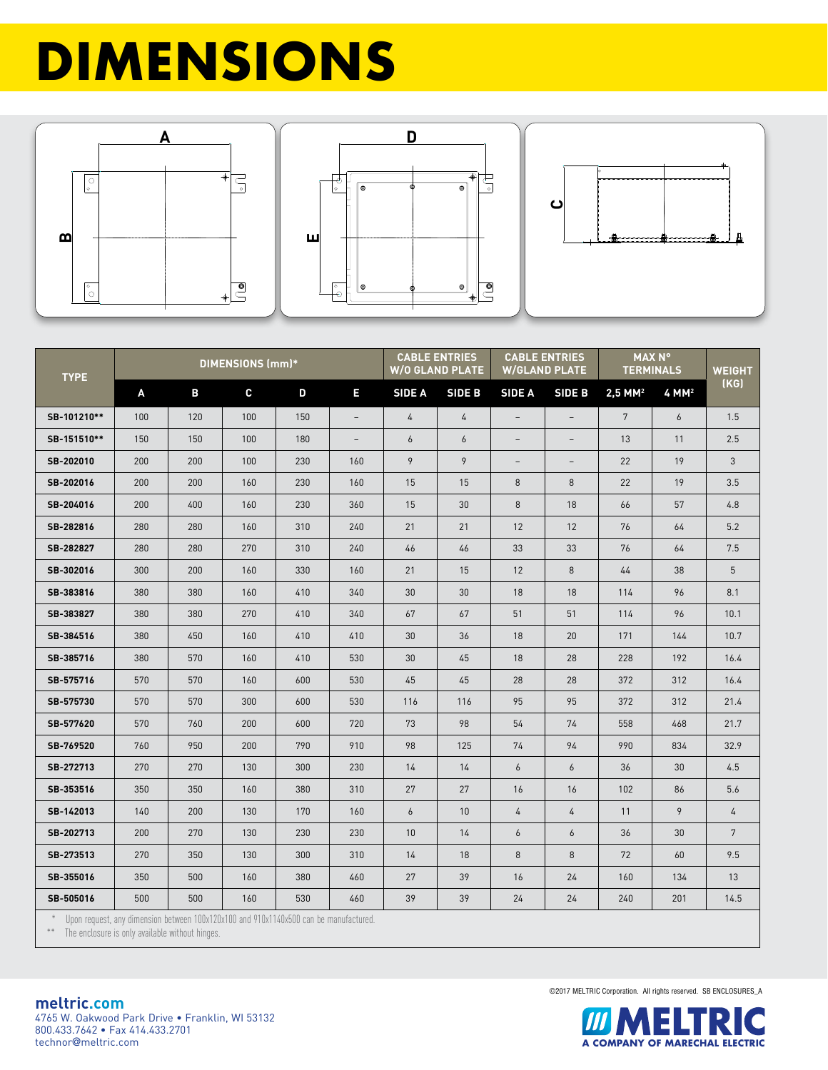# DIMENSIONS

A

B

D

E

C

| TYPE | DIMENSIONS (mm)* | | | | | CABLE ENTRIES W/O GLAND PLATE | | CABLE ENTRIES W/GLAND PLATE | | MAX N° TERMINALS | | WEIGHT (KG) |
|---|---|---|---|---|---|---|---|---|---|---|---|---|
| | A | B | C | D | E | SIDE A | SIDE B | SIDE A | SIDE B | 2,5 MM² | 4 MM² | |
| SB-101210** | 100 | 120 | 100 | 150 | – | 4 | 4 | – | – | 7 | 6 | 1.5 |
| SB-151510** | 150 | 150 | 100 | 180 | – | 6 | 6 | – | – | 13 | 11 | 2.5 |
| SB-202010 | 200 | 200 | 100 | 230 | 160 | 9 | 9 | – | – | 22 | 19 | 3 |
| SB-202016 | 200 | 200 | 160 | 230 | 160 | 15 | 15 | 8 | 8 | 22 | 19 | 3.5 |
| SB-204016 | 200 | 400 | 160 | 230 | 360 | 15 | 30 | 8 | 18 | 66 | 57 | 4.8 |
| SB-282816 | 280 | 280 | 160 | 310 | 240 | 21 | 21 | 12 | 12 | 76 | 64 | 5.2 |
| SB-282827 | 280 | 280 | 270 | 310 | 240 | 46 | 46 | 33 | 33 | 76 | 64 | 7.5 |
| SB-302016 | 300 | 200 | 160 | 330 | 160 | 21 | 15 | 12 | 8 | 44 | 38 | 5 |
| SB-383816 | 380 | 380 | 160 | 410 | 340 | 30 | 30 | 18 | 18 | 114 | 96 | 8.1 |
| SB-383827 | 380 | 380 | 270 | 410 | 340 | 67 | 67 | 51 | 51 | 114 | 96 | 10.1 |
| SB-384516 | 380 | 450 | 160 | 410 | 410 | 30 | 36 | 18 | 20 | 171 | 144 | 10.7 |
| SB-385716 | 380 | 570 | 160 | 410 | 530 | 30 | 45 | 18 | 28 | 228 | 192 | 16.4 |
| SB-575716 | 570 | 570 | 160 | 600 | 530 | 45 | 45 | 28 | 28 | 372 | 312 | 16.4 |
| SB-575730 | 570 | 570 | 300 | 600 | 530 | 116 | 116 | 95 | 95 | 372 | 312 | 21.4 |
| SB-577620 | 570 | 760 | 200 | 600 | 720 | 73 | 98 | 54 | 74 | 558 | 468 | 21.7 |
| SB-769520 | 760 | 950 | 200 | 790 | 910 | 98 | 125 | 74 | 94 | 990 | 834 | 32.9 |
| SB-272713 | 270 | 270 | 130 | 300 | 230 | 14 | 14 | 6 | 6 | 36 | 30 | 4.5 |
| SB-353516 | 350 | 350 | 160 | 380 | 310 | 27 | 27 | 16 | 16 | 102 | 86 | 5.6 |
| SB-142013 | 140 | 200 | 130 | 170 | 160 | 6 | 10 | 4 | 4 | 11 | 9 | 4 |
| SB-202713 | 200 | 270 | 130 | 230 | 230 | 10 | 14 | 6 | 6 | 36 | 30 | 7 |
| SB-273513 | 270 | 350 | 130 | 300 | 310 | 14 | 18 | 8 | 8 | 72 | 60 | 9.5 |
| SB-355016 | 350 | 500 | 160 | 380 | 460 | 27 | 39 | 16 | 24 | 160 | 134 | 13 |
| SB-505016 | 500 | 500 | 160 | 530 | 460 | 39 | 39 | 24 | 24 | 240 | 201 | 14.5 |

\* Upon request, any dimension between 100x120x100 and 910x1140x500 can be manufactured.

\*\* The enclosure is only available without hinges.

**meltric.com**
4765 W. Oakwood Park Drive • Franklin, WI 53132
800.433.7642 • Fax 414.433.2701
technor@meltric.com

©2017 MELTRIC Corporation. All rights reserved. SB ENCLOSURES_A

MELTRIC
A COMPANY OF MARECHAL ELECTRIC